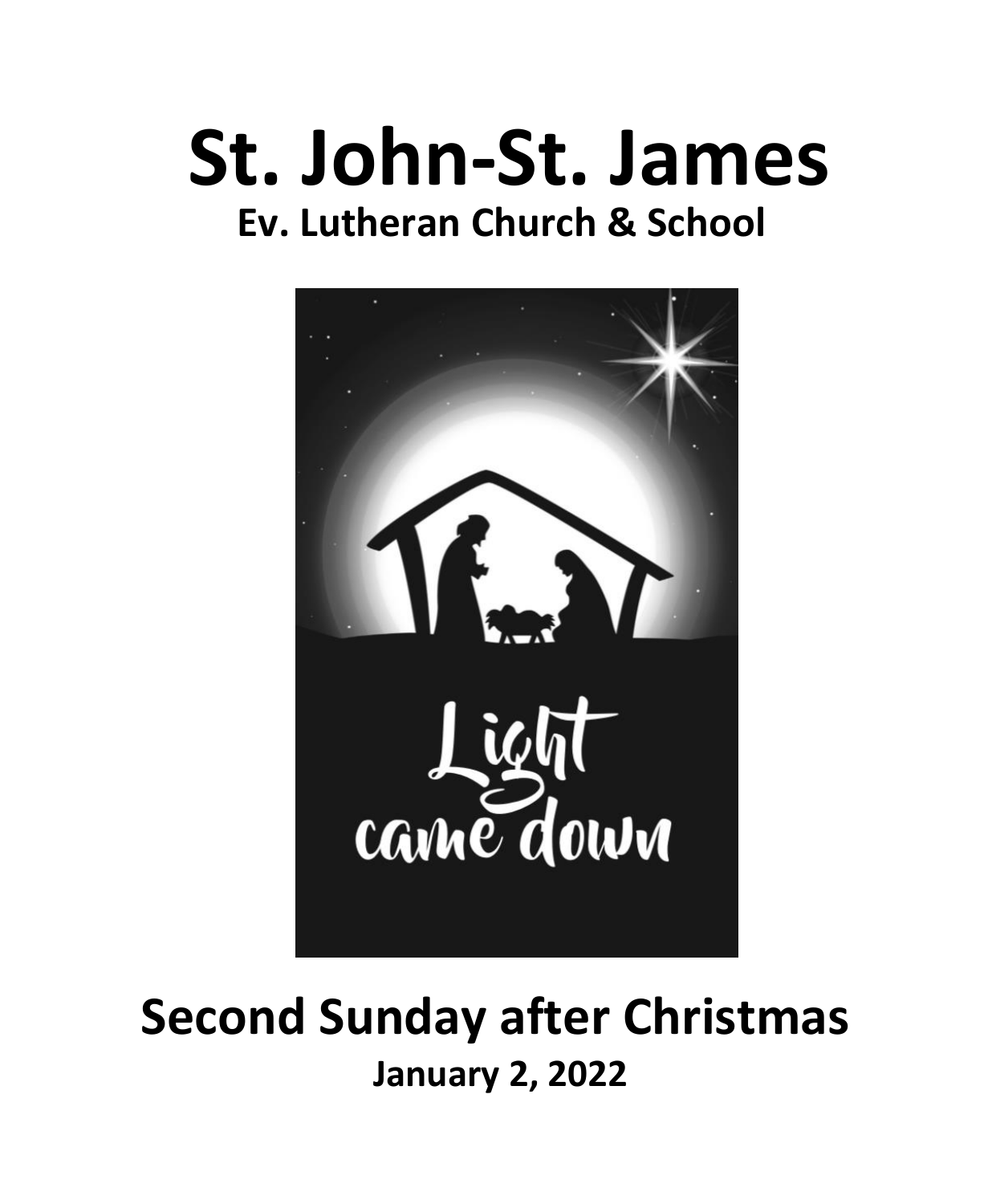# St. John-St. James

## Ev. Lutheran Church & School

## Second Sunday after Christmas

**January 2, 2022**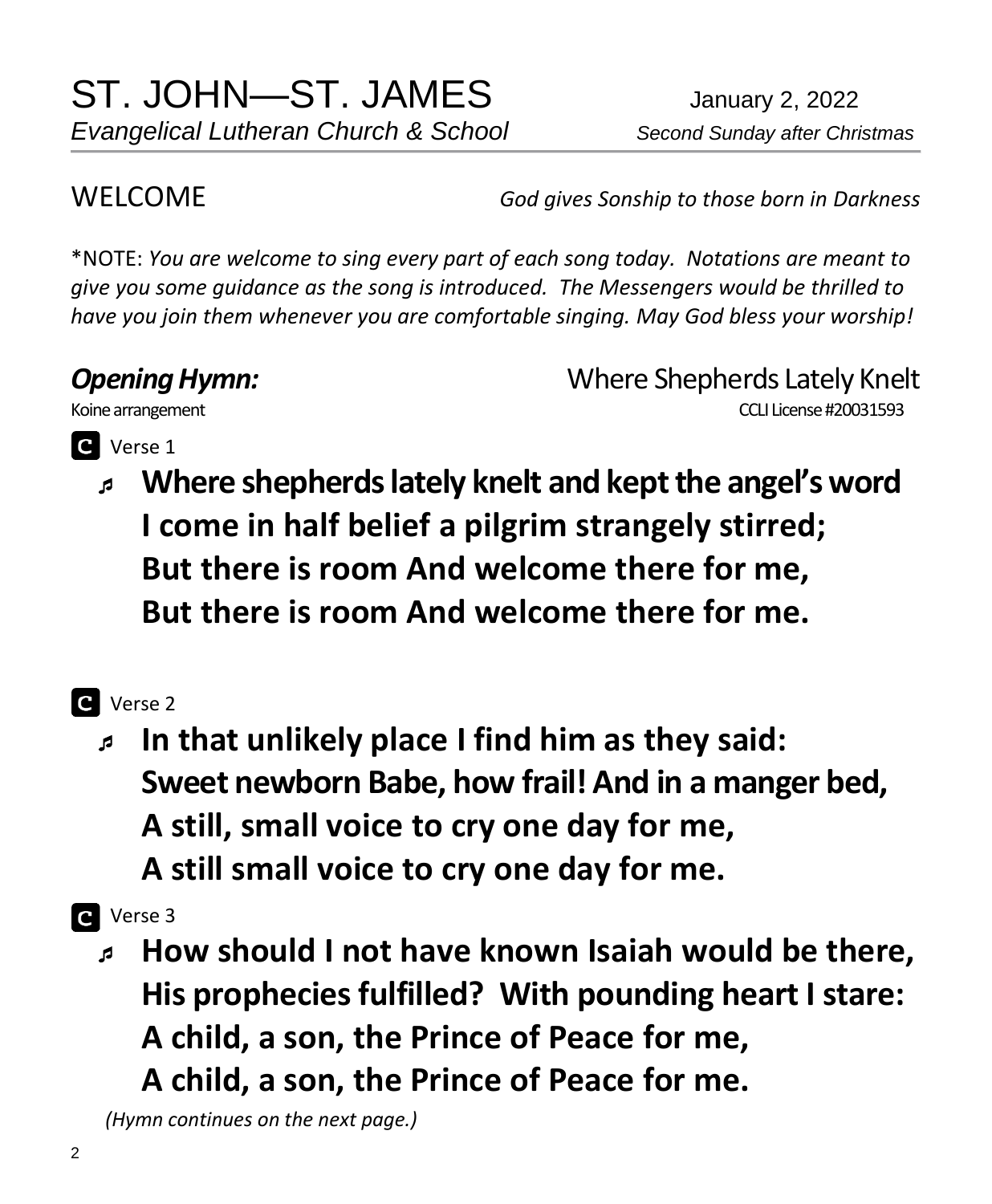# ST. JOHN—ST. JAMES

*Evangelical Lutheran Church & School*

January 2, 2022

*Second Sunday after Christmas*

## WELCOME

*God gives Sonship to those born in Darkness*

*NOTE: *You are welcome to sing every part of each song today. Notations are meant to give you some guidance as the song is introduced. The Messengers would be thrilled to have you join them whenever you are comfortable singing. May God bless your worship!*

### ***Opening Hymn:*** Where Shepherds Lately Knelt

Koine arrangement — CCLI License #20031593

**C** Verse 1

♬ **Where shepherds lately knelt and kept the angel's word**
**I come in half belief a pilgrim strangely stirred;**
**But there is room And welcome there for me,**
**But there is room And welcome there for me.**

**C** Verse 2

♬ **In that unlikely place I find him as they said:**
**Sweet newborn Babe, how frail! And in a manger bed,**
**A still, small voice to cry one day for me,**
**A still small voice to cry one day for me.**

**C** Verse 3

♬ **How should I not have known Isaiah would be there,**
**His prophecies fulfilled? With pounding heart I stare:**
**A child, a son, the Prince of Peace for me,**
**A child, a son, the Prince of Peace for me.**

*(Hymn continues on the next page.)*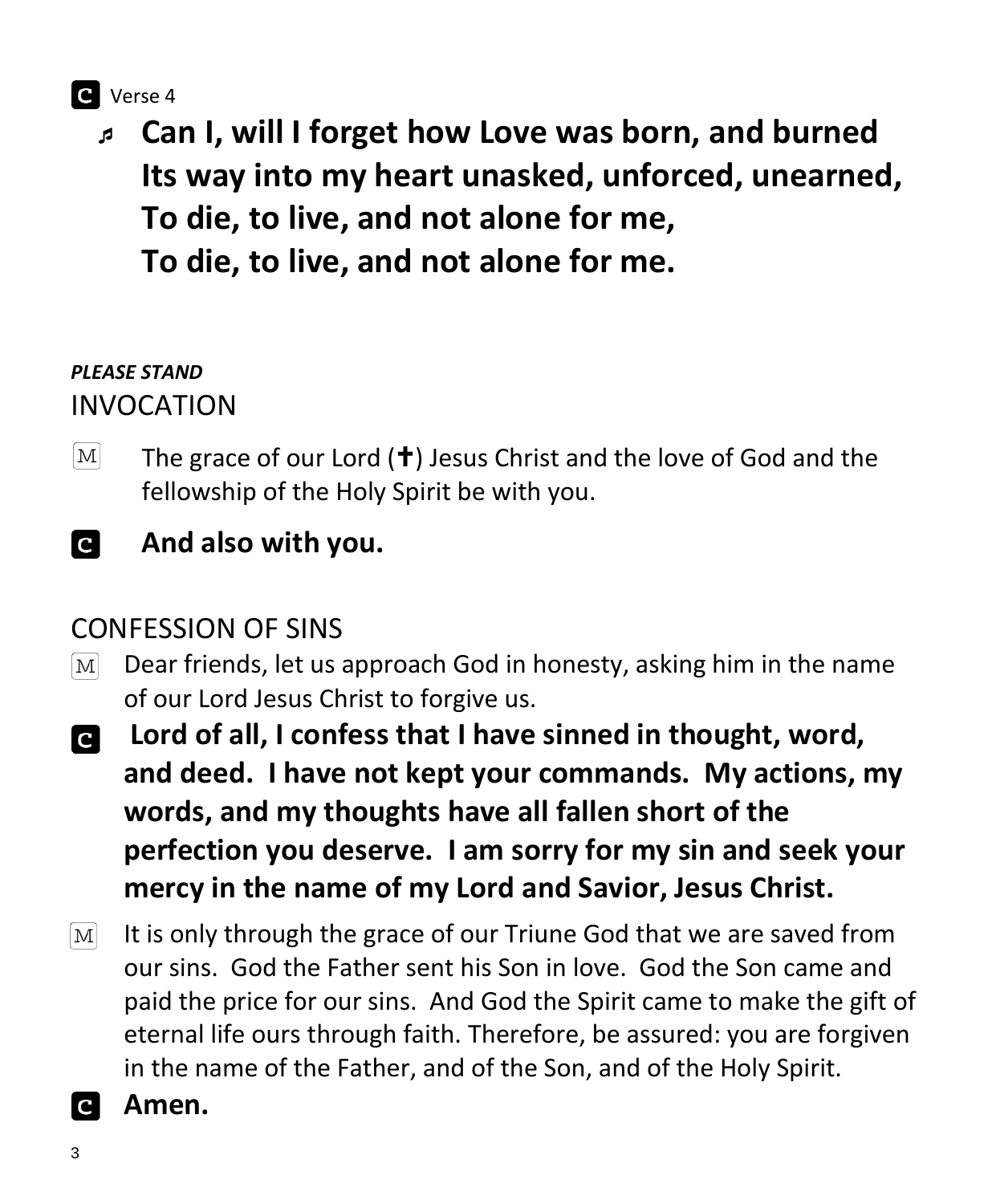**C** Verse 4

♪ **Can I, will I forget how Love was born, and burned**
**Its way into my heart unasked, unforced, unearned,**
**To die, to live, and not alone for me,**
**To die, to live, and not alone for me.**

***PLEASE STAND***

## INVOCATION

M The grace of our Lord (✝) Jesus Christ and the love of God and the fellowship of the Holy Spirit be with you.

**C** **And also with you.**

## CONFESSION OF SINS

M Dear friends, let us approach God in honesty, asking him in the name of our Lord Jesus Christ to forgive us.

**C** **Lord of all, I confess that I have sinned in thought, word, and deed. I have not kept your commands. My actions, my words, and my thoughts have all fallen short of the perfection you deserve. I am sorry for my sin and seek your mercy in the name of my Lord and Savior, Jesus Christ.**

M It is only through the grace of our Triune God that we are saved from our sins. God the Father sent his Son in love. God the Son came and paid the price for our sins. And God the Spirit came to make the gift of eternal life ours through faith. Therefore, be assured: you are forgiven in the name of the Father, and of the Son, and of the Holy Spirit.

**C** **Amen.**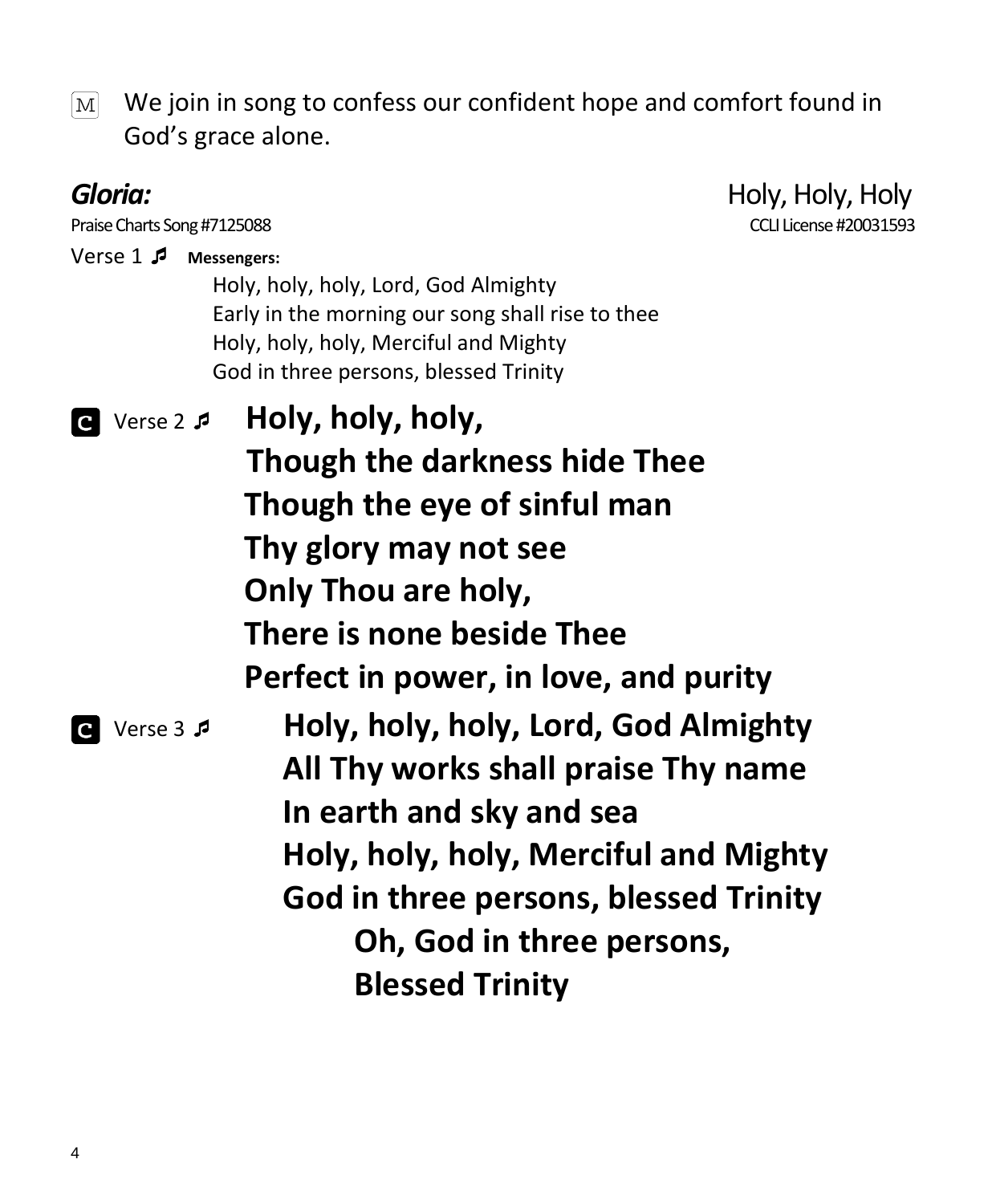[M] We join in song to confess our confident hope and comfort found in God's grace alone.

***Gloria:*** Holy, Holy, Holy

Praise Charts Song #7125088 CCLI License #20031593

Verse 1 ♬ **Messengers:**

Holy, holy, holy, Lord, God Almighty
Early in the morning our song shall rise to thee
Holy, holy, holy, Merciful and Mighty
God in three persons, blessed Trinity

**C** Verse 2 ♬ **Holy, holy, holy,**
**Though the darkness hide Thee**
**Though the eye of sinful man**
**Thy glory may not see**
**Only Thou are holy,**
**There is none beside Thee**
**Perfect in power, in love, and purity**

**C** Verse 3 ♬ **Holy, holy, holy, Lord, God Almighty**
**All Thy works shall praise Thy name**
**In earth and sky and sea**
**Holy, holy, holy, Merciful and Mighty**
**God in three persons, blessed Trinity**
**Oh, God in three persons,**
**Blessed Trinity**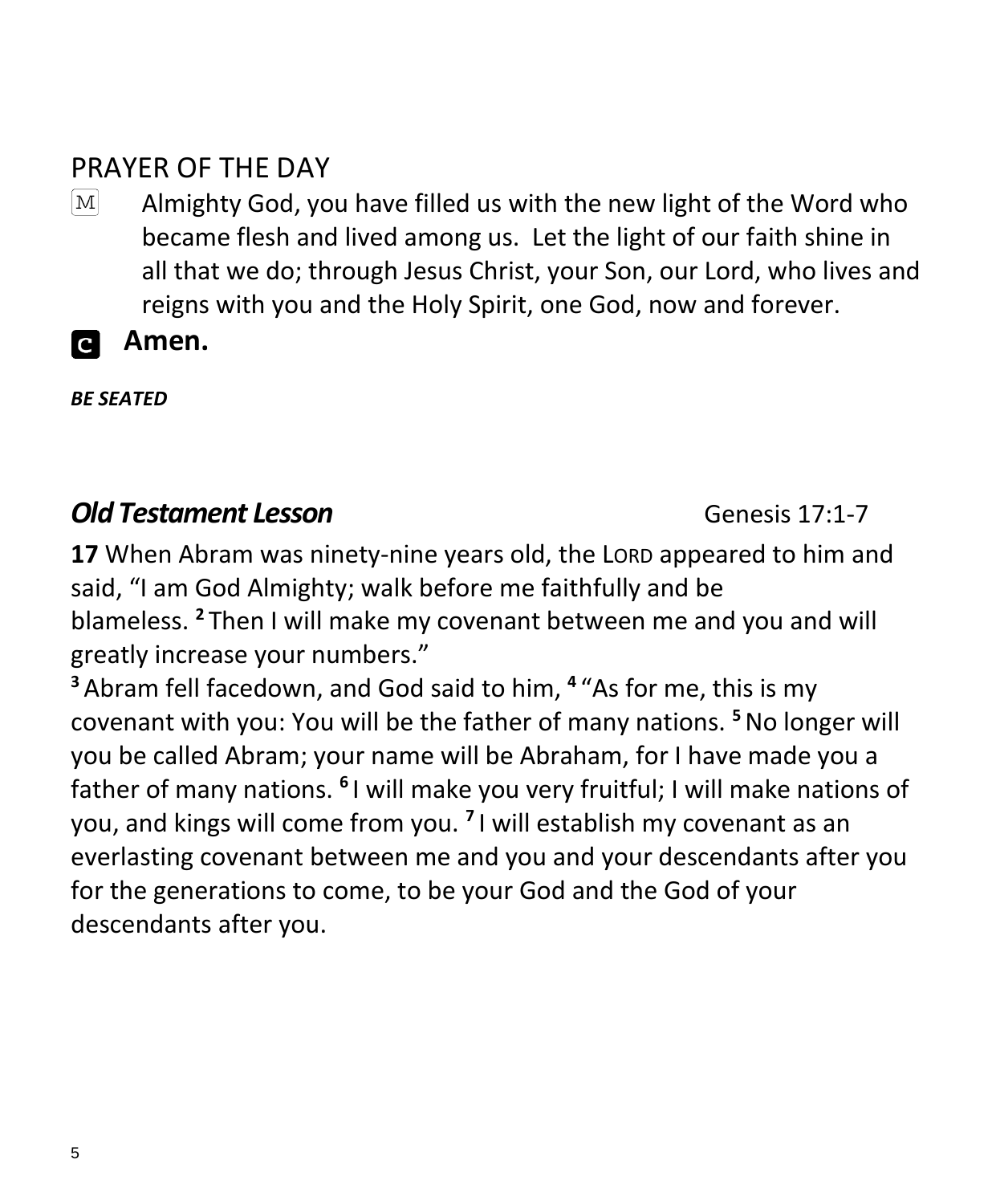## PRAYER OF THE DAY

[M] Almighty God, you have filled us with the new light of the Word who became flesh and lived among us. Let the light of our faith shine in all that we do; through Jesus Christ, your Son, our Lord, who lives and reigns with you and the Holy Spirit, one God, now and forever.

**C** **Amen.**

***BE SEATED***

## ***Old Testament Lesson*** Genesis 17:1-7

**17** When Abram was ninety-nine years old, the LORD appeared to him and said, "I am God Almighty; walk before me faithfully and be blameless. **2** Then I will make my covenant between me and you and will greatly increase your numbers."

**3** Abram fell facedown, and God said to him, **4** "As for me, this is my covenant with you: You will be the father of many nations. **5** No longer will you be called Abram; your name will be Abraham, for I have made you a father of many nations. **6** I will make you very fruitful; I will make nations of you, and kings will come from you. **7** I will establish my covenant as an everlasting covenant between me and you and your descendants after you for the generations to come, to be your God and the God of your descendants after you.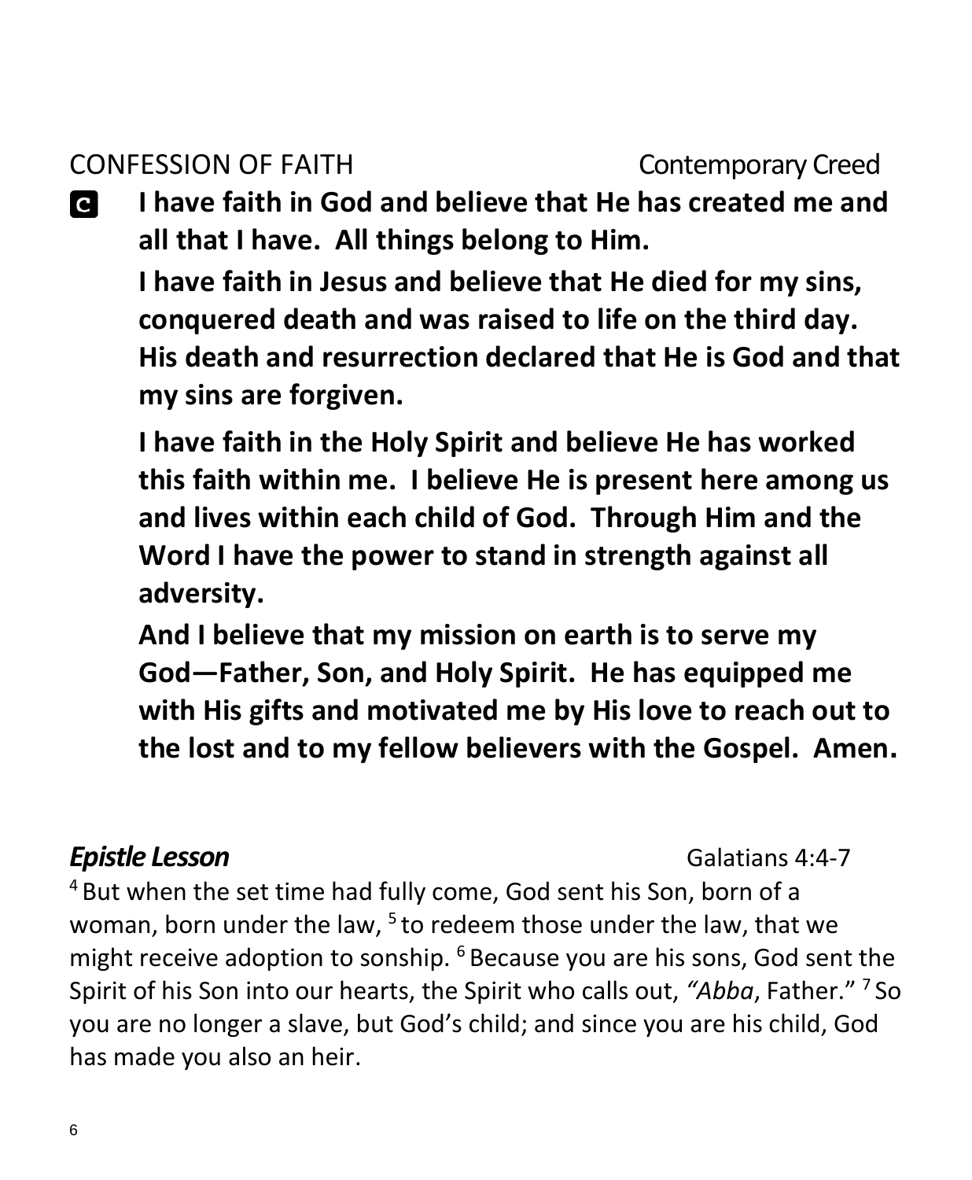CONFESSION OF FAITH Contemporary Creed

**C** **I have faith in God and believe that He has created me and all that I have. All things belong to Him.**

**I have faith in Jesus and believe that He died for my sins, conquered death and was raised to life on the third day. His death and resurrection declared that He is God and that my sins are forgiven.**

**I have faith in the Holy Spirit and believe He has worked this faith within me. I believe He is present here among us and lives within each child of God. Through Him and the Word I have the power to stand in strength against all adversity.**

**And I believe that my mission on earth is to serve my God—Father, Son, and Holy Spirit. He has equipped me with His gifts and motivated me by His love to reach out to the lost and to my fellow believers with the Gospel. Amen.**

***Epistle Lesson*** Galatians 4:4-7

[4] But when the set time had fully come, God sent his Son, born of a woman, born under the law, [5] to redeem those under the law, that we might receive adoption to sonship. [6] Because you are his sons, God sent the Spirit of his Son into our hearts, the Spirit who calls out, *"Abba*, Father." [7] So you are no longer a slave, but God's child; and since you are his child, God has made you also an heir.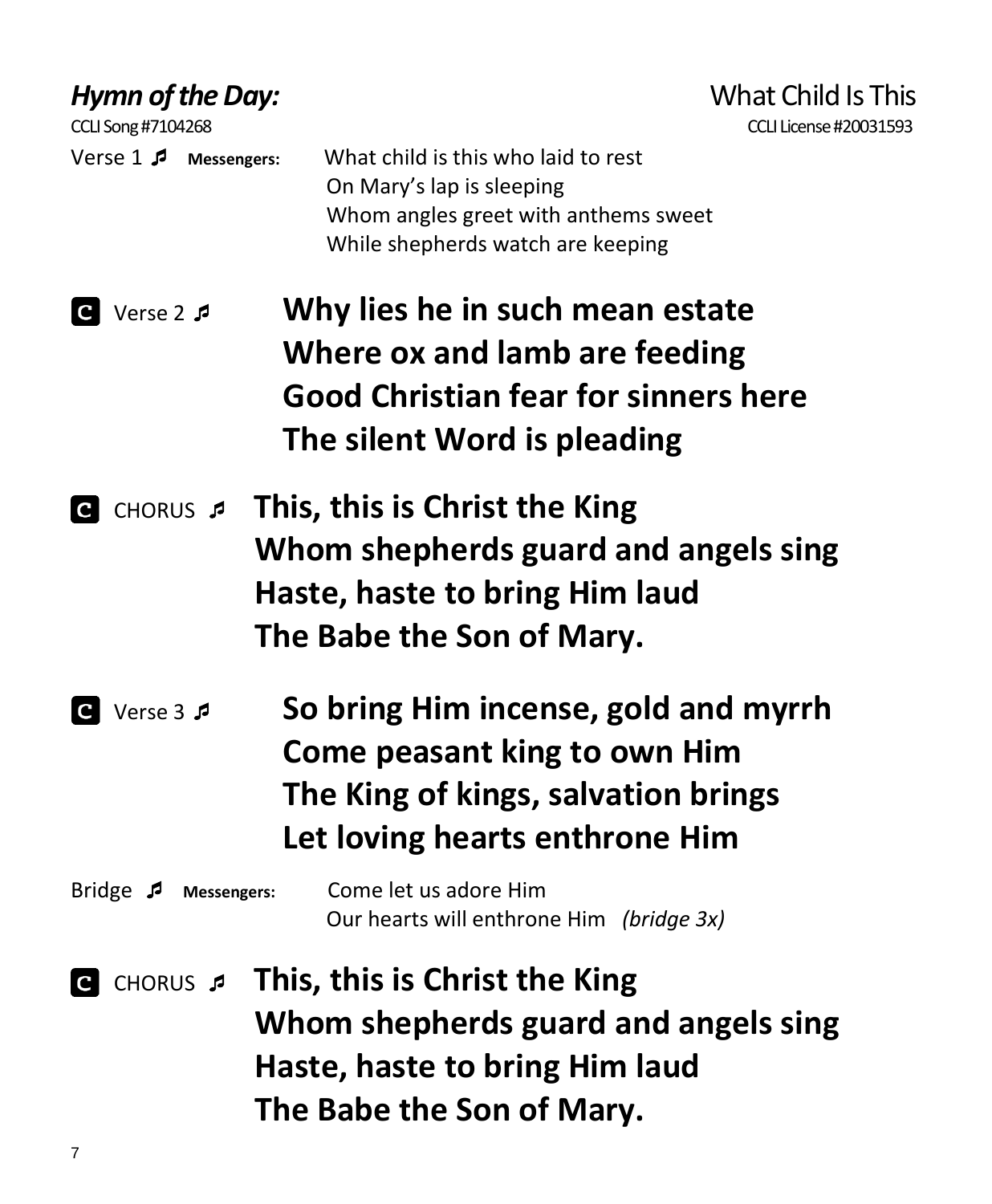## *Hymn of the Day:* What Child Is This

CCLI Song #7104268 CCLI License #20031593

Verse 1 ♬ **Messengers:** What child is this who laid to rest
On Mary's lap is sleeping
Whom angles greet with anthems sweet
While shepherds watch are keeping

**C** Verse 2 ♬ **Why lies he in such mean estate**
**Where ox and lamb are feeding**
**Good Christian fear for sinners here**
**The silent Word is pleading**

**C** CHORUS ♬ **This, this is Christ the King**
**Whom shepherds guard and angels sing**
**Haste, haste to bring Him laud**
**The Babe the Son of Mary.**

**C** Verse 3 ♬ **So bring Him incense, gold and myrrh**
**Come peasant king to own Him**
**The King of kings, salvation brings**
**Let loving hearts enthrone Him**

Bridge ♬ **Messengers:** Come let us adore Him
Our hearts will enthrone Him *(bridge 3x)*

**C** CHORUS ♬ **This, this is Christ the King**
**Whom shepherds guard and angels sing**
**Haste, haste to bring Him laud**
**The Babe the Son of Mary.**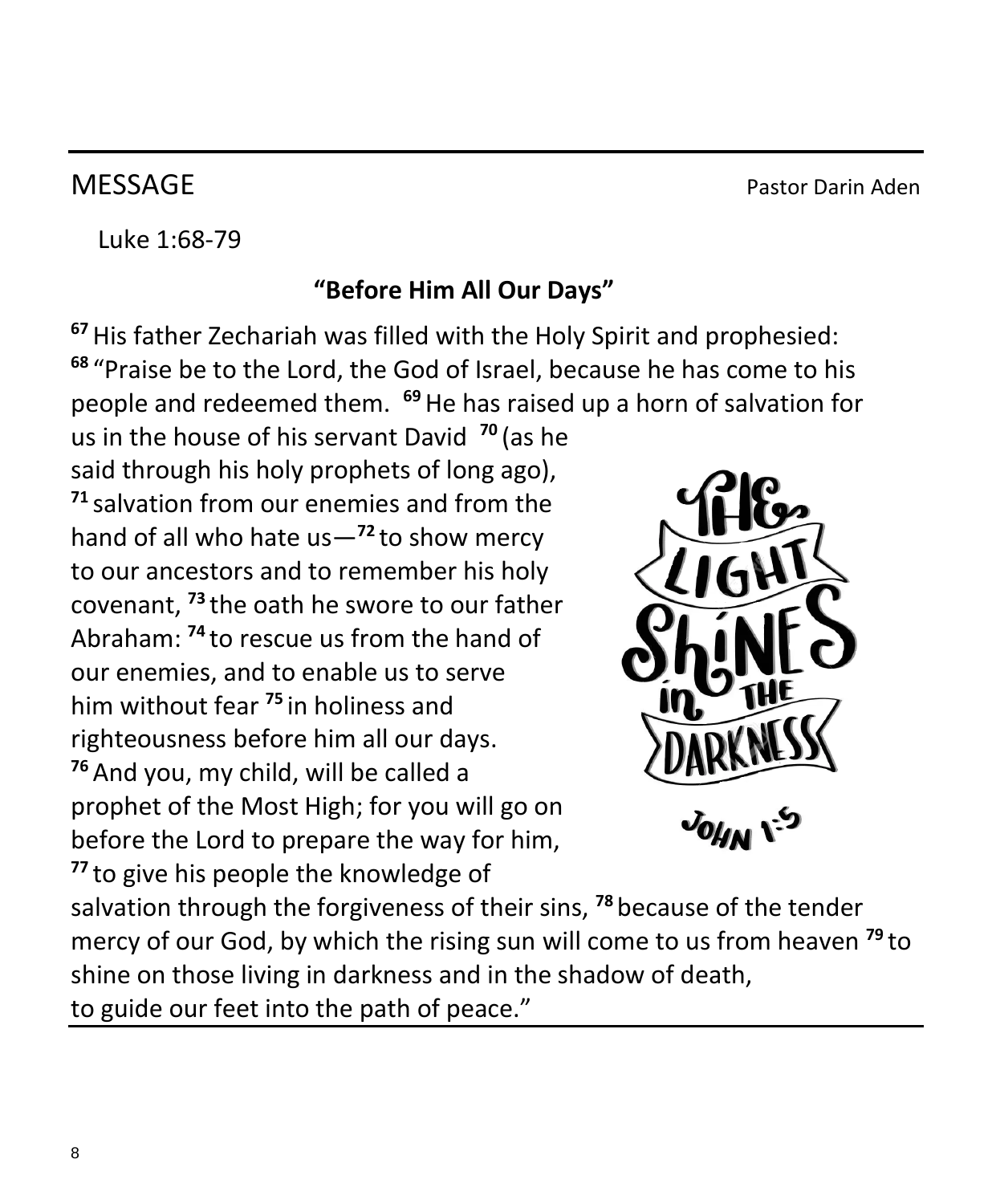## MESSAGE

Pastor Darin Aden

Luke 1:68-79

**"Before Him All Our Days"**

**67** His father Zechariah was filled with the Holy Spirit and prophesied: **68** "Praise be to the Lord, the God of Israel, because he has come to his people and redeemed them. **69** He has raised up a horn of salvation for us in the house of his servant David **70** (as he said through his holy prophets of long ago), **71** salvation from our enemies and from the hand of all who hate us—**72** to show mercy to our ancestors and to remember his holy covenant, **73** the oath he swore to our father Abraham: **74** to rescue us from the hand of our enemies, and to enable us to serve him without fear **75** in holiness and righteousness before him all our days. **76** And you, my child, will be called a prophet of the Most High; for you will go on before the Lord to prepare the way for him, **77** to give his people the knowledge of salvation through the forgiveness of their sins, **78** because of the tender mercy of our God, by which the rising sun will come to us from heaven **79** to shine on those living in darkness and in the shadow of death, to guide our feet into the path of peace."

THE LIGHT SHINES IN THE DARKNESS

JOHN 1:5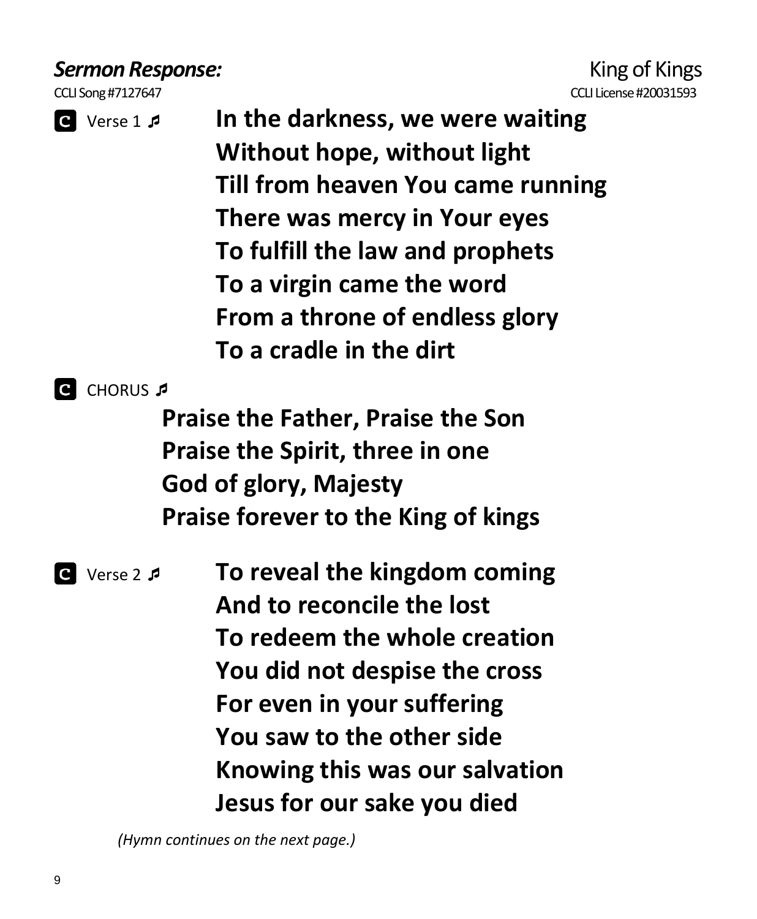***Sermon Response:*** King of Kings

CCLI Song #7127647 CCLI License #20031593

**C** Verse 1 ♬

**In the darkness, we were waiting**
**Without hope, without light**
**Till from heaven You came running**
**There was mercy in Your eyes**
**To fulfill the law and prophets**
**To a virgin came the word**
**From a throne of endless glory**
**To a cradle in the dirt**

**C** CHORUS ♬

**Praise the Father, Praise the Son**
**Praise the Spirit, three in one**
**God of glory, Majesty**
**Praise forever to the King of kings**

**C** Verse 2 ♬

**To reveal the kingdom coming**
**And to reconcile the lost**
**To redeem the whole creation**
**You did not despise the cross**
**For even in your suffering**
**You saw to the other side**
**Knowing this was our salvation**
**Jesus for our sake you died**

*(Hymn continues on the next page.)*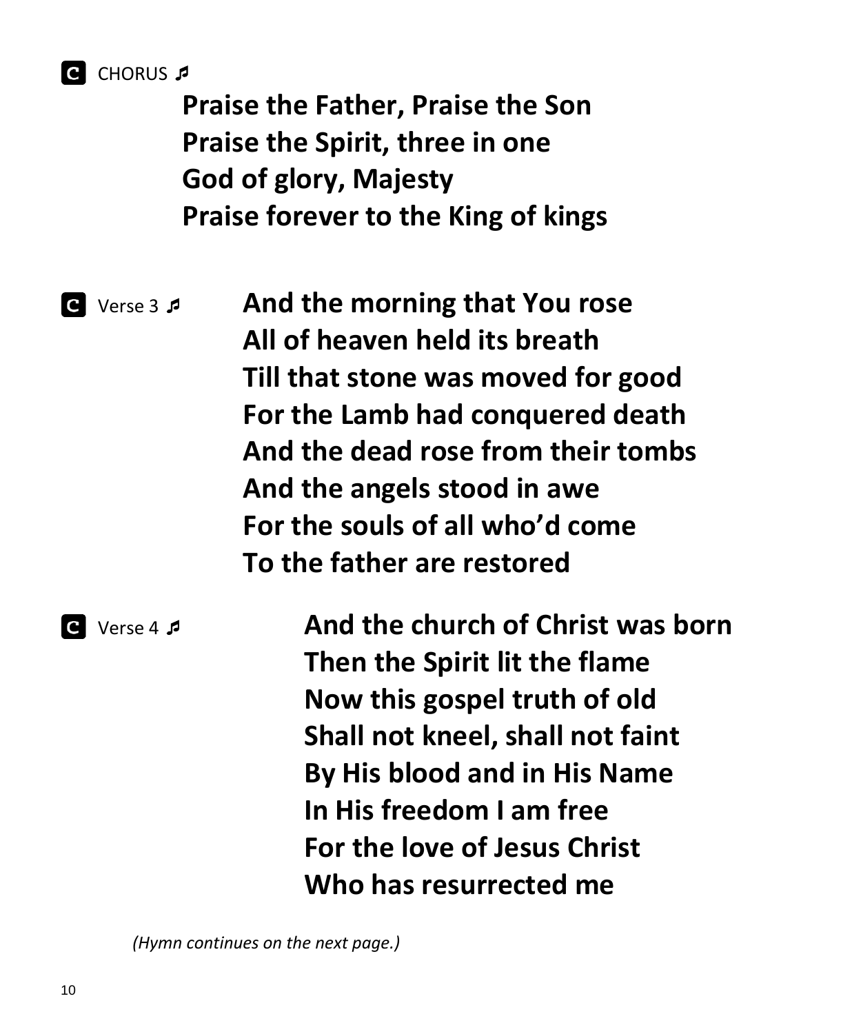**C** CHORUS ♬

**Praise the Father, Praise the Son**
**Praise the Spirit, three in one**
**God of glory, Majesty**
**Praise forever to the King of kings**

**C** Verse 3 ♬

**And the morning that You rose**
**All of heaven held its breath**
**Till that stone was moved for good**
**For the Lamb had conquered death**
**And the dead rose from their tombs**
**And the angels stood in awe**
**For the souls of all who'd come**
**To the father are restored**

**C** Verse 4 ♬

**And the church of Christ was born**
**Then the Spirit lit the flame**
**Now this gospel truth of old**
**Shall not kneel, shall not faint**
**By His blood and in His Name**
**In His freedom I am free**
**For the love of Jesus Christ**
**Who has resurrected me**

*(Hymn continues on the next page.)*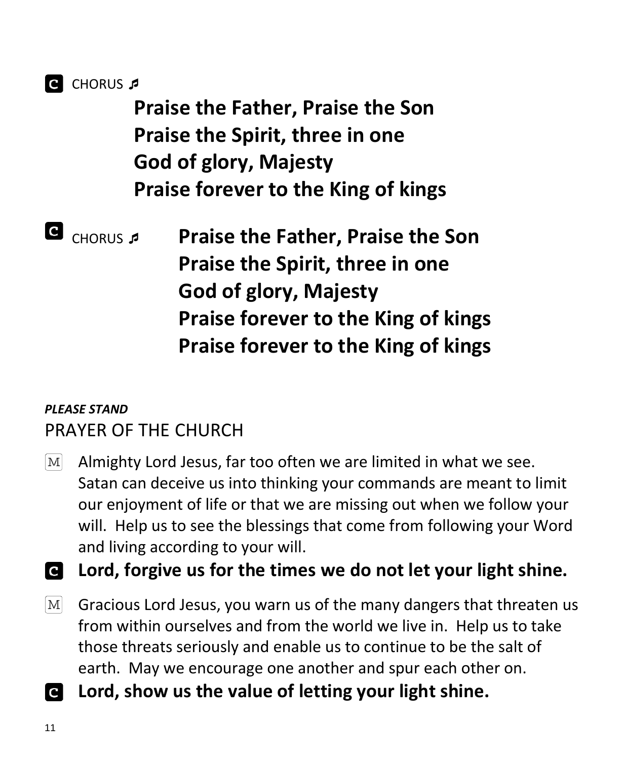**C** CHORUS ♬

**Praise the Father, Praise the Son**
**Praise the Spirit, three in one**
**God of glory, Majesty**
**Praise forever to the King of kings**

**C** CHORUS ♬ **Praise the Father, Praise the Son**
**Praise the Spirit, three in one**
**God of glory, Majesty**
**Praise forever to the King of kings**
**Praise forever to the King of kings**

***PLEASE STAND***

## PRAYER OF THE CHURCH

M Almighty Lord Jesus, far too often we are limited in what we see. Satan can deceive us into thinking your commands are meant to limit our enjoyment of life or that we are missing out when we follow your will. Help us to see the blessings that come from following your Word and living according to your will.

**C** **Lord, forgive us for the times we do not let your light shine.**

M Gracious Lord Jesus, you warn us of the many dangers that threaten us from within ourselves and from the world we live in. Help us to take those threats seriously and enable us to continue to be the salt of earth. May we encourage one another and spur each other on.

**C** **Lord, show us the value of letting your light shine.**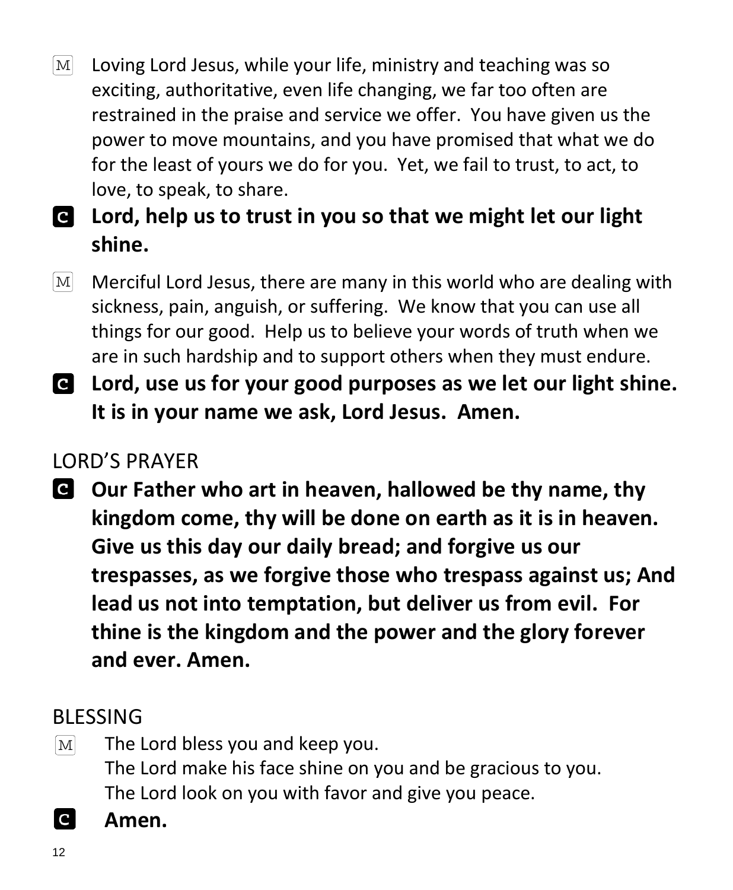M Loving Lord Jesus, while your life, ministry and teaching was so exciting, authoritative, even life changing, we far too often are restrained in the praise and service we offer. You have given us the power to move mountains, and you have promised that what we do for the least of yours we do for you. Yet, we fail to trust, to act, to love, to speak, to share.

**C Lord, help us to trust in you so that we might let our light shine.**

M Merciful Lord Jesus, there are many in this world who are dealing with sickness, pain, anguish, or suffering. We know that you can use all things for our good. Help us to believe your words of truth when we are in such hardship and to support others when they must endure.

**C Lord, use us for your good purposes as we let our light shine. It is in your name we ask, Lord Jesus. Amen.**

## LORD'S PRAYER

**C Our Father who art in heaven, hallowed be thy name, thy kingdom come, thy will be done on earth as it is in heaven. Give us this day our daily bread; and forgive us our trespasses, as we forgive those who trespass against us; And lead us not into temptation, but deliver us from evil. For thine is the kingdom and the power and the glory forever and ever. Amen.**

## BLESSING

M The Lord bless you and keep you.
The Lord make his face shine on you and be gracious to you.
The Lord look on you with favor and give you peace.

**C Amen.**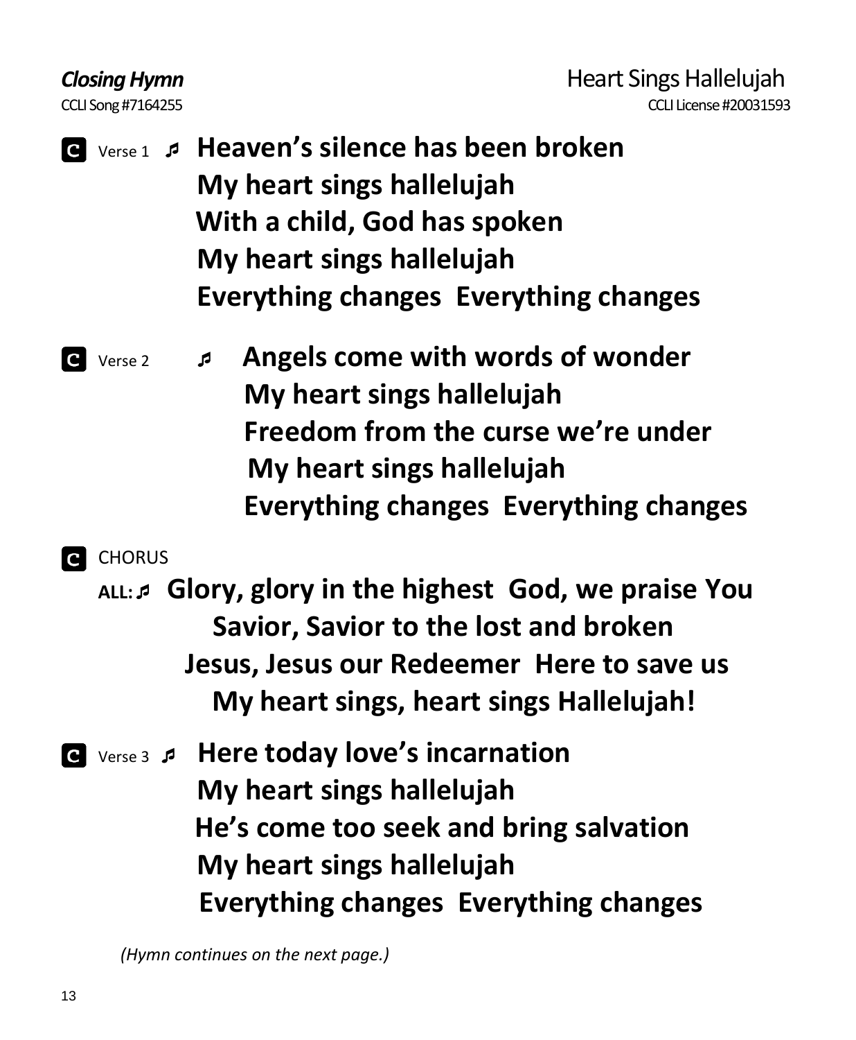***Closing Hymn*** Heart Sings Hallelujah

CCLI Song #7164255 CCLI License #20031593

**C** Verse 1 ♬ **Heaven's silence has been broken**
**My heart sings hallelujah**
**With a child, God has spoken**
**My heart sings hallelujah**
**Everything changes Everything changes**

**C** Verse 2 ♬ **Angels come with words of wonder**
**My heart sings hallelujah**
**Freedom from the curse we're under**
**My heart sings hallelujah**
**Everything changes Everything changes**

**C** CHORUS

**ALL:** ♬ **Glory, glory in the highest God, we praise You**
**Savior, Savior to the lost and broken**
**Jesus, Jesus our Redeemer Here to save us**
**My heart sings, heart sings Hallelujah!**

**C** Verse 3 ♬ **Here today love's incarnation**
**My heart sings hallelujah**
**He's come too seek and bring salvation**
**My heart sings hallelujah**
**Everything changes Everything changes**

*(Hymn continues on the next page.)*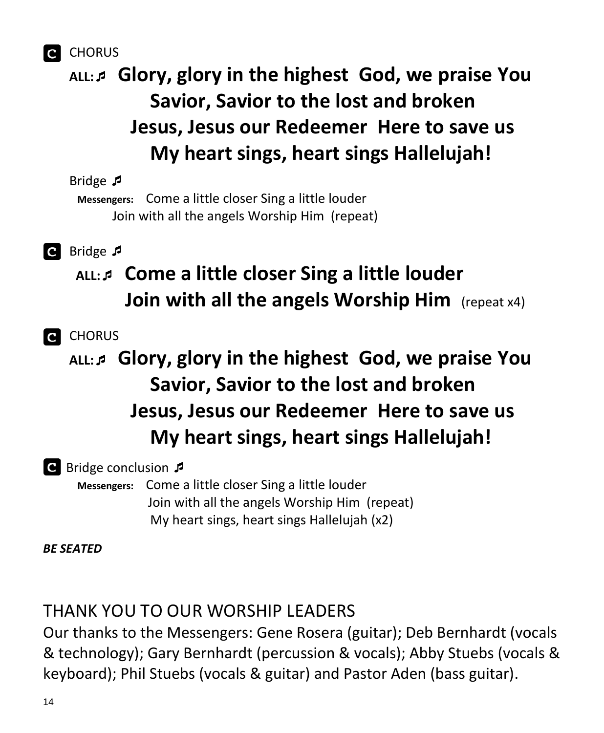**C** CHORUS

**ALL: ♬ Glory, glory in the highest God, we praise You**
**Savior, Savior to the lost and broken**
**Jesus, Jesus our Redeemer Here to save us**
**My heart sings, heart sings Hallelujah!**

Bridge ♬

**Messengers:** Come a little closer Sing a little louder
Join with all the angels Worship Him (repeat)

**C** Bridge ♬

**ALL: ♬ Come a little closer Sing a little louder**
**Join with all the angels Worship Him** (repeat x4)

**C** CHORUS

**ALL: ♬ Glory, glory in the highest God, we praise You**
**Savior, Savior to the lost and broken**
**Jesus, Jesus our Redeemer Here to save us**
**My heart sings, heart sings Hallelujah!**

**C** Bridge conclusion ♬

**Messengers:** Come a little closer Sing a little louder
Join with all the angels Worship Him (repeat)
My heart sings, heart sings Hallelujah (x2)

***BE SEATED***

## THANK YOU TO OUR WORSHIP LEADERS

Our thanks to the Messengers: Gene Rosera (guitar); Deb Bernhardt (vocals & technology); Gary Bernhardt (percussion & vocals); Abby Stuebs (vocals & keyboard); Phil Stuebs (vocals & guitar) and Pastor Aden (bass guitar).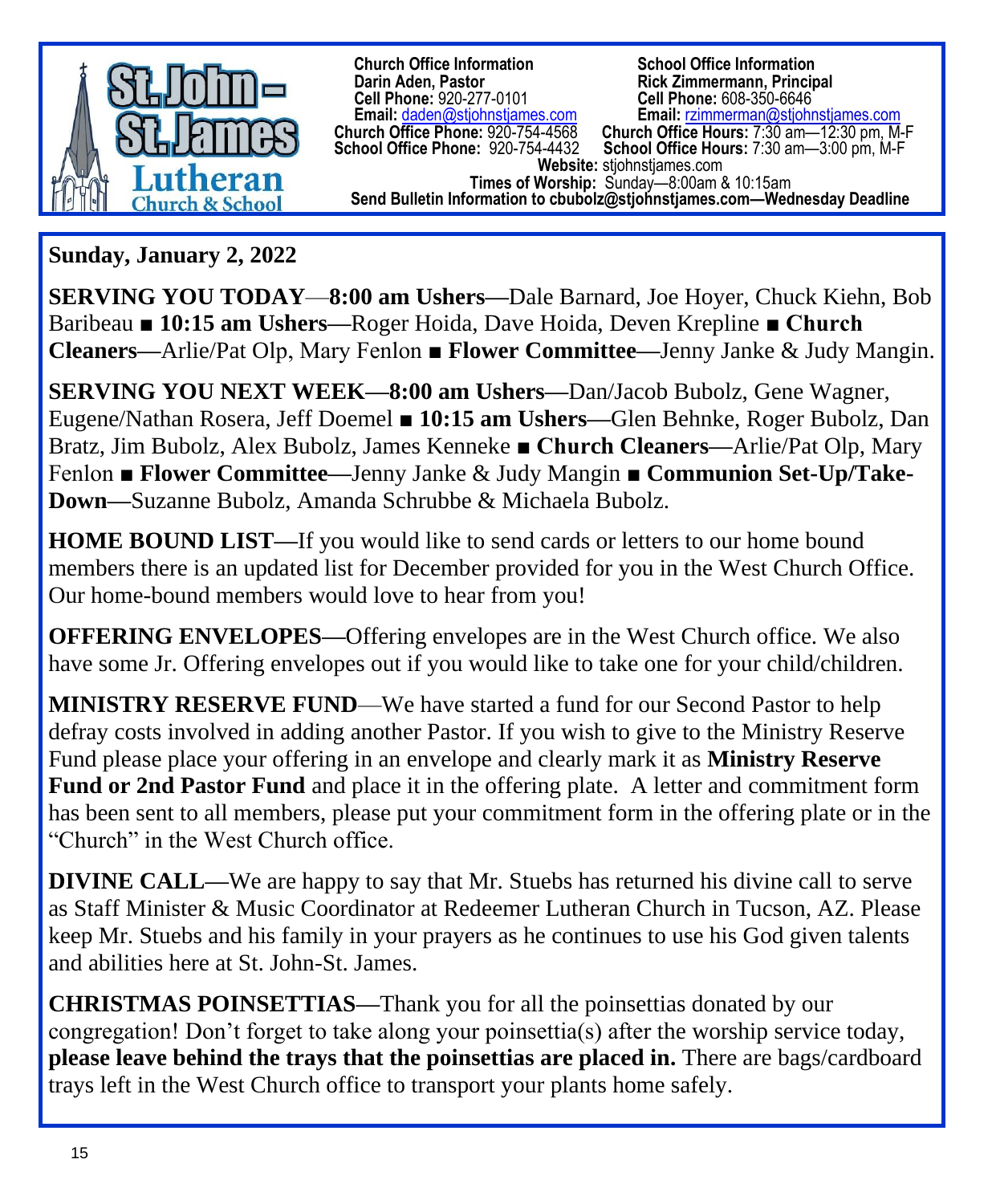**St. John – St. James Lutheran Church & School**

**Church Office Information**
**Darin Aden, Pastor**
**Cell Phone:** 920-277-0101
**Email:** daden@stjohnstjames.com

**School Office Information**
**Rick Zimmermann, Principal**
**Cell Phone:** 608-350-6646
**Email:** rzimmerman@stjohnstjames.com

**Church Office Phone:** 920-754-4568 **Church Office Hours:** 7:30 am—12:30 pm, M-F
**School Office Phone:** 920-754-4432 **School Office Hours:** 7:30 am—3:00 pm, M-F
**Website:** stjohnstjames.com
**Times of Worship:** Sunday—8:00am & 10:15am
**Send Bulletin Information to cbubolz@stjohnstjames.com—Wednesday Deadline**

**Sunday, January 2, 2022**

**SERVING YOU TODAY**—**8:00 am Ushers—**Dale Barnard, Joe Hoyer, Chuck Kiehn, Bob Baribeau ■ **10:15 am Ushers—**Roger Hoida, Dave Hoida, Deven Krepline ■ **Church Cleaners—**Arlie/Pat Olp, Mary Fenlon ■ **Flower Committee—**Jenny Janke & Judy Mangin.

**SERVING YOU NEXT WEEK—8:00 am Ushers—**Dan/Jacob Bubolz, Gene Wagner, Eugene/Nathan Rosera, Jeff Doemel ■ **10:15 am Ushers—**Glen Behnke, Roger Bubolz, Dan Bratz, Jim Bubolz, Alex Bubolz, James Kenneke ■ **Church Cleaners—**Arlie/Pat Olp, Mary Fenlon ■ **Flower Committee—**Jenny Janke & Judy Mangin ■ **Communion Set-Up/Take-Down—**Suzanne Bubolz, Amanda Schrubbe & Michaela Bubolz.

**HOME BOUND LIST—**If you would like to send cards or letters to our home bound members there is an updated list for December provided for you in the West Church Office. Our home-bound members would love to hear from you!

**OFFERING ENVELOPES—**Offering envelopes are in the West Church office. We also have some Jr. Offering envelopes out if you would like to take one for your child/children.

**MINISTRY RESERVE FUND**—We have started a fund for our Second Pastor to help defray costs involved in adding another Pastor. If you wish to give to the Ministry Reserve Fund please place your offering in an envelope and clearly mark it as **Ministry Reserve Fund or 2nd Pastor Fund** and place it in the offering plate. A letter and commitment form has been sent to all members, please put your commitment form in the offering plate or in the "Church" in the West Church office.

**DIVINE CALL—**We are happy to say that Mr. Stuebs has returned his divine call to serve as Staff Minister & Music Coordinator at Redeemer Lutheran Church in Tucson, AZ. Please keep Mr. Stuebs and his family in your prayers as he continues to use his God given talents and abilities here at St. John-St. James.

**CHRISTMAS POINSETTIAS—**Thank you for all the poinsettias donated by our congregation! Don't forget to take along your poinsettia(s) after the worship service today, **please leave behind the trays that the poinsettias are placed in.** There are bags/cardboard trays left in the West Church office to transport your plants home safely.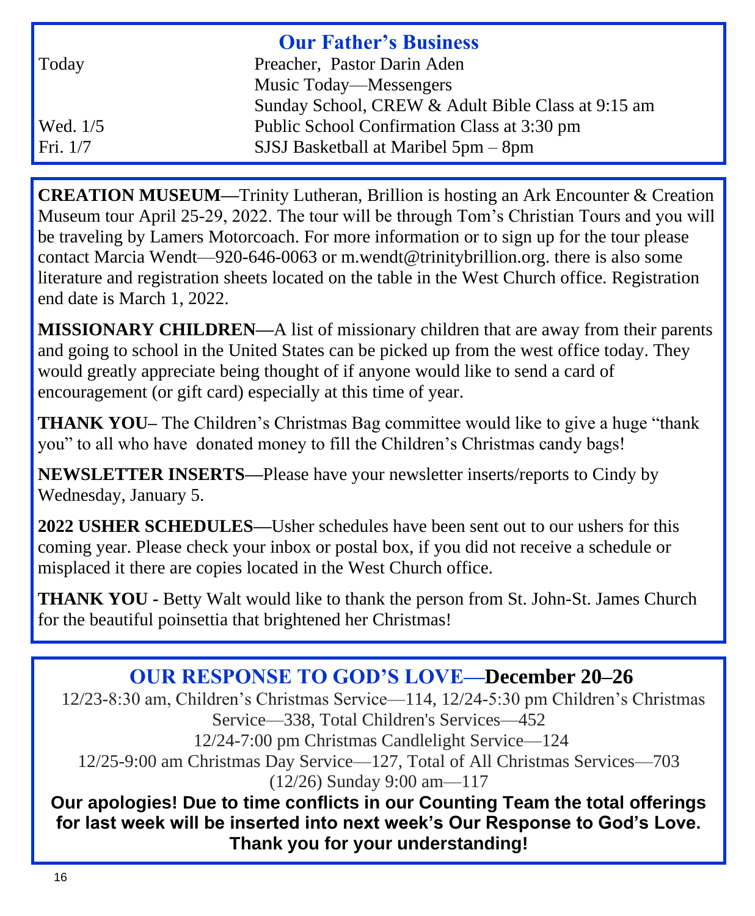## Our Father's Business

| | |
|---|---|
| Today | Preacher, Pastor Darin Aden |
| | Music Today—Messengers |
| | Sunday School, CREW & Adult Bible Class at 9:15 am |
| Wed. 1/5 | Public School Confirmation Class at 3:30 pm |
| Fri. 1/7 | SJSJ Basketball at Maribel 5pm – 8pm |

**CREATION MUSEUM—**Trinity Lutheran, Brillion is hosting an Ark Encounter & Creation Museum tour April 25-29, 2022. The tour will be through Tom's Christian Tours and you will be traveling by Lamers Motorcoach. For more information or to sign up for the tour please contact Marcia Wendt—920-646-0063 or m.wendt@trinitybrillion.org. there is also some literature and registration sheets located on the table in the West Church office. Registration end date is March 1, 2022.

**MISSIONARY CHILDREN—**A list of missionary children that are away from their parents and going to school in the United States can be picked up from the west office today. They would greatly appreciate being thought of if anyone would like to send a card of encouragement (or gift card) especially at this time of year.

**THANK YOU–** The Children's Christmas Bag committee would like to give a huge "thank you" to all who have donated money to fill the Children's Christmas candy bags!

**NEWSLETTER INSERTS—**Please have your newsletter inserts/reports to Cindy by Wednesday, January 5.

**2022 USHER SCHEDULES—**Usher schedules have been sent out to our ushers for this coming year. Please check your inbox or postal box, if you did not receive a schedule or misplaced it there are copies located in the West Church office.

**THANK YOU -** Betty Walt would like to thank the person from St. John-St. James Church for the beautiful poinsettia that brightened her Christmas!

## OUR RESPONSE TO GOD'S LOVE—December 20–26

12/23-8:30 am, Children's Christmas Service—114, 12/24-5:30 pm Children's Christmas Service—338, Total Children's Services—452

12/24-7:00 pm Christmas Candlelight Service—124

12/25-9:00 am Christmas Day Service—127, Total of All Christmas Services—703

(12/26) Sunday 9:00 am—117

**Our apologies! Due to time conflicts in our Counting Team the total offerings for last week will be inserted into next week's Our Response to God's Love. Thank you for your understanding!**